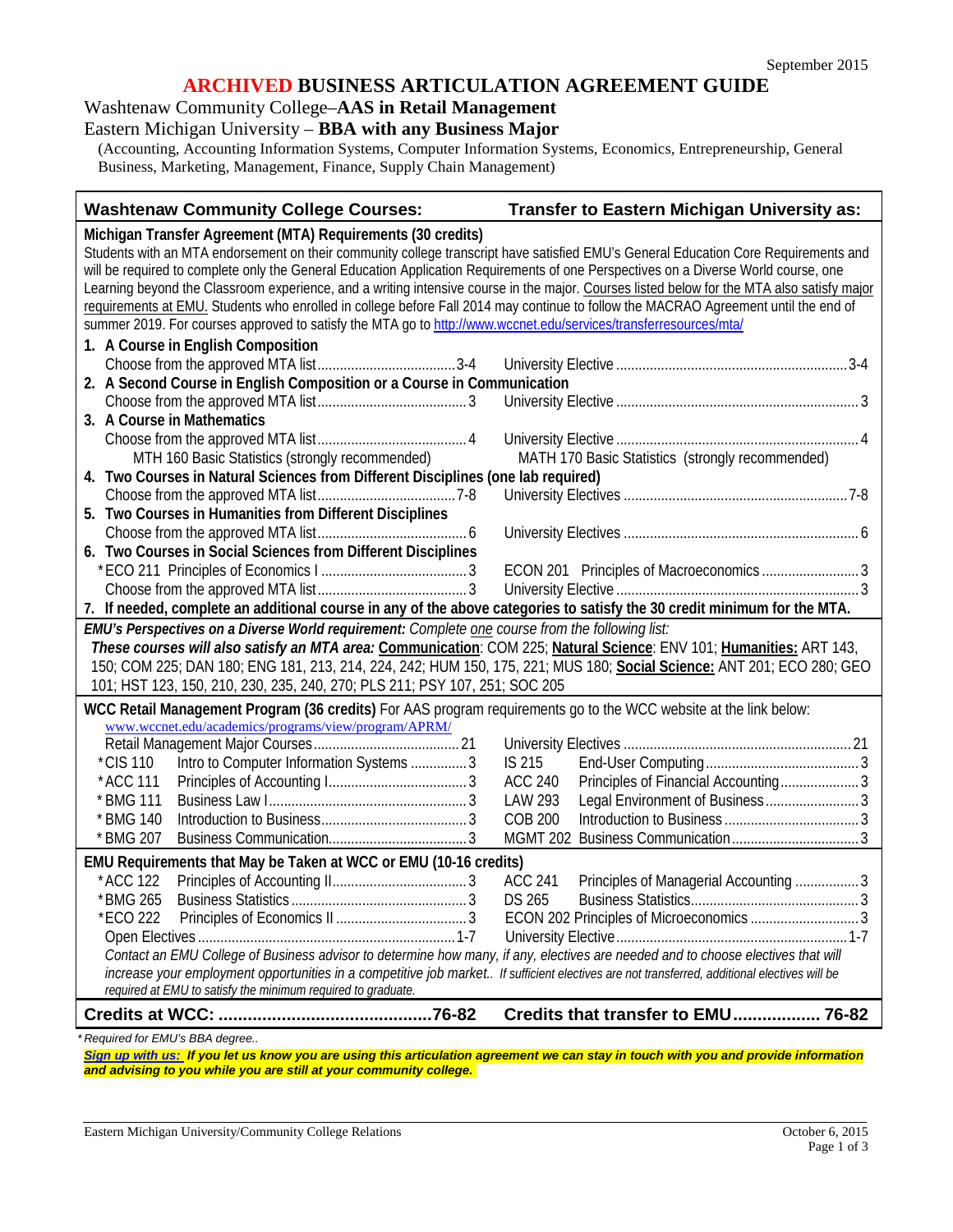September 2015

# ARCHIVED BUSINESS ARTICULATION AGREEMENT GUIDE

## Washtenaw Community College–**AAS in Retail Management**
## Eastern Michigan University – **BBA with any Business Major**

(Accounting, Accounting Information Systems, Computer Information Systems, Economics, Entrepreneurship, General Business, Marketing, Management, Finance, Supply Chain Management)

| Washtenaw Community College Courses: | Transfer to Eastern Michigan University as: |
|---|---|
| **Michigan Transfer Agreement (MTA) Requirements (30 credits)** | |
| Students with an MTA endorsement on their community college transcript have satisfied EMU's General Education Core Requirements and will be required to complete only the General Education Application Requirements of one Perspectives on a Diverse World course, one Learning beyond the Classroom experience, and a writing intensive course in the major. Courses listed below for the MTA also satisfy major requirements at EMU. Students who enrolled in college before Fall 2014 may continue to follow the MACRAO Agreement until the end of summer 2019. For courses approved to satisfy the MTA go to http://www.wccnet.edu/services/transferresources/mta/ | |
| **1. A Course in English Composition** | |
| Choose from the approved MTA list....3-4 | University Elective....3-4 |
| **2. A Second Course in English Composition or a Course in Communication** | |
| Choose from the approved MTA list....3 | University Elective....3 |
| **3. A Course in Mathematics** | |
| Choose from the approved MTA list....4 | University Elective....4 |
| MTH 160 Basic Statistics (strongly recommended) | MATH 170 Basic Statistics (strongly recommended) |
| **4. Two Courses in Natural Sciences from Different Disciplines (one lab required)** | |
| Choose from the approved MTA list....7-8 | University Electives....7-8 |
| **5. Two Courses in Humanities from Different Disciplines** | |
| Choose from the approved MTA list....6 | University Electives....6 |
| **6. Two Courses in Social Sciences from Different Disciplines** | |
| *ECO 211 Principles of Economics I....3 | ECON 201 Principles of Macroeconomics....3 |
| Choose from the approved MTA list....3 | University Elective....3 |
| **7. If needed, complete an additional course in any of the above categories to satisfy the 30 credit minimum for the MTA.** | |
| ***EMU's Perspectives on a Diverse World requirement:*** *Complete one course from the following list:* ***These courses will also satisfy an MTA area:*** **Communication**: COM 225; **Natural Science**: ENV 101; **Humanities:** ART 143, 150; COM 225; DAN 180; ENG 181, 213, 214, 224, 242; HUM 150, 175, 221; MUS 180; **Social Science:** ANT 201; ECO 280; GEO 101; HST 123, 150, 210, 230, 235, 240, 270; PLS 211; PSY 107, 251; SOC 205 | |
| **WCC Retail Management Program (36 credits)** For AAS program requirements go to the WCC website at the link below: www.wccnet.edu/academics/programs/view/program/APRM/ | |
| Retail Management Major Courses....21 | University Electives....21 |
| *CIS 110 Intro to Computer Information Systems....3 | IS 215 End-User Computing....3 |
| *ACC 111 Principles of Accounting I....3 | ACC 240 Principles of Financial Accounting....3 |
| *BMG 111 Business Law I....3 | LAW 293 Legal Environment of Business....3 |
| *BMG 140 Introduction to Business....3 | COB 200 Introduction to Business....3 |
| *BMG 207 Business Communication....3 | MGMT 202 Business Communication....3 |
| **EMU Requirements that May be Taken at WCC or EMU (10-16 credits)** | |
| *ACC 122 Principles of Accounting II....3 | ACC 241 Principles of Managerial Accounting....3 |
| *BMG 265 Business Statistics....3 | DS 265 Business Statistics....3 |
| *ECO 222 Principles of Economics II....3 | ECON 202 Principles of Microeconomics....3 |
| Open Electives....1-7 | University Elective....1-7 |
| *Contact an EMU College of Business advisor to determine how many, if any, electives are needed and to choose electives that will increase your employment opportunities in a competitive job market.. If sufficient electives are not transferred, additional electives will be required at EMU to satisfy the minimum required to graduate.* | |
| **Credits at WCC:....76-82** | **Credits that transfer to EMU....76-82** |

*\* Required for EMU's BBA degree..*

***Sign up with us: If you let us know you are using this articulation agreement we can stay in touch with you and provide information and advising to you while you are still at your community college.***

Eastern Michigan University/Community College Relations — October 6, 2015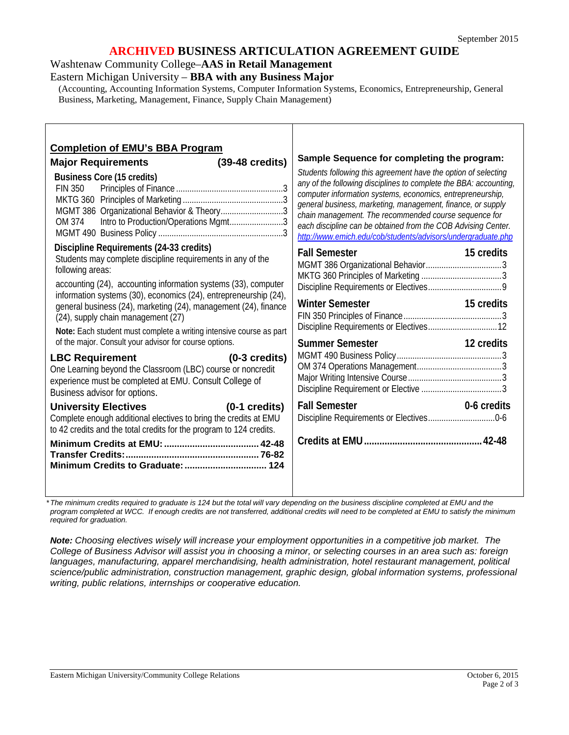September 2015

# ARCHIVED BUSINESS ARTICULATION AGREEMENT GUIDE

Washtenaw Community College–**AAS in Retail Management**

Eastern Michigan University – **BBA with any Business Major**

(Accounting, Accounting Information Systems, Computer Information Systems, Economics, Entrepreneurship, General Business, Marketing, Management, Finance, Supply Chain Management)

## Completion of EMU's BBA Program

### Major Requirements (39-48 credits)

**Business Core (15 credits)**

| | | |
|---|---|---|
| FIN 350 | Principles of Finance | 3 |
| MKTG 360 | Principles of Marketing | 3 |
| MGMT 386 | Organizational Behavior & Theory | 3 |
| OM 374 | Intro to Production/Operations Mgmt | 3 |
| MGMT 490 | Business Policy | 3 |

**Discipline Requirements (24-33 credits)**

Students may complete discipline requirements in any of the following areas:

accounting (24), accounting information systems (33), computer information systems (30), economics (24), entrepreneurship (24), general business (24), marketing (24), management (24), finance (24), supply chain management (27)

**Note:** Each student must complete a writing intensive course as part of the major. Consult your advisor for course options.

### LBC Requirement (0-3 credits)

One Learning beyond the Classroom (LBC) course or noncredit experience must be completed at EMU. Consult College of Business advisor for options.

### University Electives (0-1 credits)

Complete enough additional electives to bring the credits at EMU to 42 credits and the total credits for the program to 124 credits.

**Minimum Credits at EMU: 42-48**
**Transfer Credits: 76-82**
**Minimum Credits to Graduate: 124**

### Sample Sequence for completing the program:

*Students following this agreement have the option of selecting any of the following disciplines to complete the BBA: accounting, computer information systems, economics, entrepreneurship, general business, marketing, management, finance, or supply chain management. The recommended course sequence for each discipline can be obtained from the COB Advising Center.* *http://www.emich.edu/cob/students/advisors/undergraduate.php*

**Fall Semester — 15 credits**

| | |
|---|---|
| MGMT 386 Organizational Behavior | 3 |
| MKTG 360 Principles of Marketing | 3 |
| Discipline Requirements or Electives | 9 |

**Winter Semester — 15 credits**

| | |
|---|---|
| FIN 350 Principles of Finance | 3 |
| Discipline Requirements or Electives | 12 |

**Summer Semester — 12 credits**

| | |
|---|---|
| MGMT 490 Business Policy | 3 |
| OM 374 Operations Management | 3 |
| Major Writing Intensive Course | 3 |
| Discipline Requirement or Elective | 3 |

**Fall Semester — 0-6 credits**

| | |
|---|---|
| Discipline Requirements or Electives | 0-6 |

**Credits at EMU: 42-48**

*\*The minimum credits required to graduate is 124 but the total will vary depending on the business discipline completed at EMU and the program completed at WCC. If enough credits are not transferred, additional credits will need to be completed at EMU to satisfy the minimum required for graduation.*

***Note:*** *Choosing electives wisely will increase your employment opportunities in a competitive job market. The College of Business Advisor will assist you in choosing a minor, or selecting courses in an area such as: foreign languages, manufacturing, apparel merchandising, health administration, hotel restaurant management, political science/public administration, construction management, graphic design, global information systems, professional writing, public relations, internships or cooperative education.*

Eastern Michigan University/Community College Relations — October 6, 2015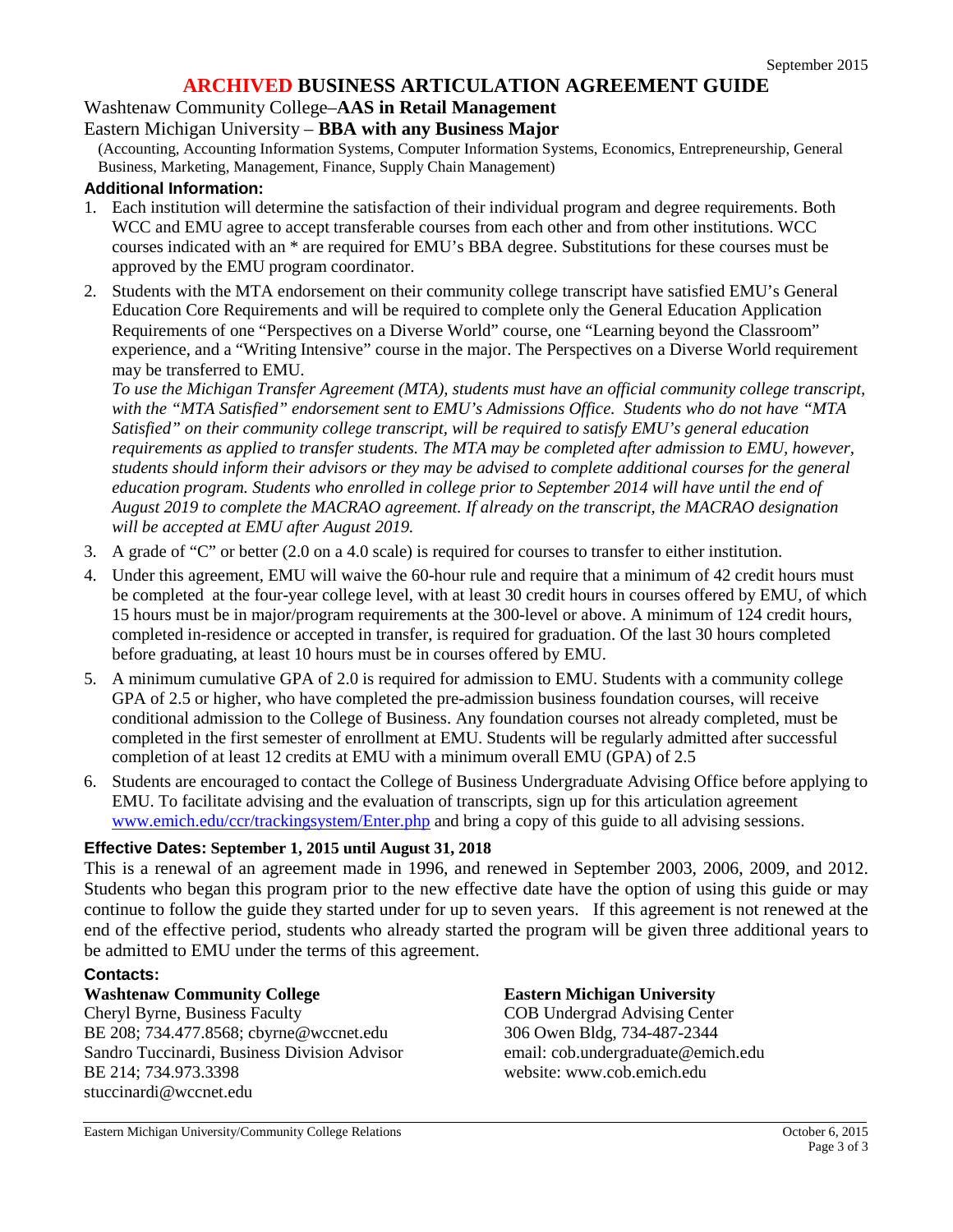September 2015

# ARCHIVED BUSINESS ARTICULATION AGREEMENT GUIDE

Washtenaw Community College–**AAS in Retail Management**

Eastern Michigan University – **BBA with any Business Major**

(Accounting, Accounting Information Systems, Computer Information Systems, Economics, Entrepreneurship, General Business, Marketing, Management, Finance, Supply Chain Management)

### Additional Information:

1. Each institution will determine the satisfaction of their individual program and degree requirements. Both WCC and EMU agree to accept transferable courses from each other and from other institutions. WCC courses indicated with an * are required for EMU's BBA degree. Substitutions for these courses must be approved by the EMU program coordinator.
2. Students with the MTA endorsement on their community college transcript have satisfied EMU's General Education Core Requirements and will be required to complete only the General Education Application Requirements of one "Perspectives on a Diverse World" course, one "Learning beyond the Classroom" experience, and a "Writing Intensive" course in the major. The Perspectives on a Diverse World requirement may be transferred to EMU.
   *To use the Michigan Transfer Agreement (MTA), students must have an official community college transcript, with the "MTA Satisfied" endorsement sent to EMU's Admissions Office. Students who do not have "MTA Satisfied" on their community college transcript, will be required to satisfy EMU's general education requirements as applied to transfer students. The MTA may be completed after admission to EMU, however, students should inform their advisors or they may be advised to complete additional courses for the general education program. Students who enrolled in college prior to September 2014 will have until the end of August 2019 to complete the MACRAO agreement. If already on the transcript, the MACRAO designation will be accepted at EMU after August 2019.*
3. A grade of "C" or better (2.0 on a 4.0 scale) is required for courses to transfer to either institution.
4. Under this agreement, EMU will waive the 60-hour rule and require that a minimum of 42 credit hours must be completed at the four-year college level, with at least 30 credit hours in courses offered by EMU, of which 15 hours must be in major/program requirements at the 300-level or above. A minimum of 124 credit hours, completed in-residence or accepted in transfer, is required for graduation. Of the last 30 hours completed before graduating, at least 10 hours must be in courses offered by EMU.
5. A minimum cumulative GPA of 2.0 is required for admission to EMU. Students with a community college GPA of 2.5 or higher, who have completed the pre-admission business foundation courses, will receive conditional admission to the College of Business. Any foundation courses not already completed, must be completed in the first semester of enrollment at EMU. Students will be regularly admitted after successful completion of at least 12 credits at EMU with a minimum overall EMU (GPA) of 2.5
6. Students are encouraged to contact the College of Business Undergraduate Advising Office before applying to EMU. To facilitate advising and the evaluation of transcripts, sign up for this articulation agreement www.emich.edu/ccr/trackingsystem/Enter.php and bring a copy of this guide to all advising sessions.

### Effective Dates: September 1, 2015 until August 31, 2018

This is a renewal of an agreement made in 1996, and renewed in September 2003, 2006, 2009, and 2012. Students who began this program prior to the new effective date have the option of using this guide or may continue to follow the guide they started under for up to seven years. If this agreement is not renewed at the end of the effective period, students who already started the program will be given three additional years to be admitted to EMU under the terms of this agreement.

### Contacts:

**Washtenaw Community College**

Cheryl Byrne, Business Faculty
BE 208; 734.477.8568; cbyrne@wccnet.edu
Sandro Tuccinardi, Business Division Advisor
BE 214; 734.973.3398
stuccinardi@wccnet.edu

**Eastern Michigan University**

COB Undergrad Advising Center
306 Owen Bldg, 734-487-2344
email: cob.undergraduate@emich.edu
website: www.cob.emich.edu

Eastern Michigan University/Community College Relations October 6, 2015